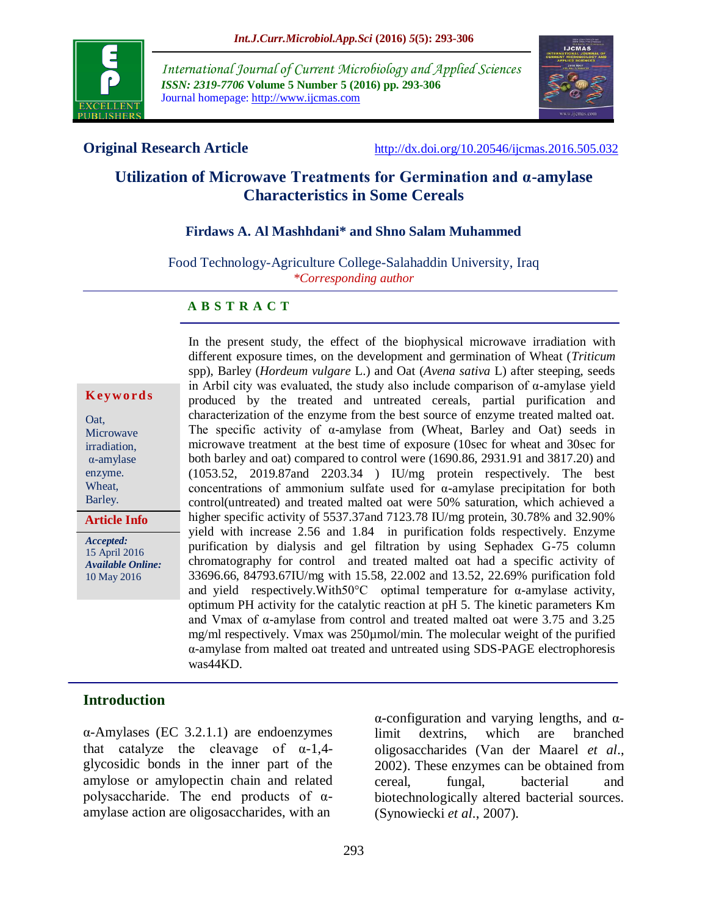**Original Research Article**

http://dx.doi.org/10.20546/ijcmas.2016.505.032

# Utilization of Microwave Treatments for Germination and α-amylase Characteristics in Some Cereals

**Firdaws A. Al Mashhdani\* and Shno Salam Muhammed**

Food Technology-Agriculture College-Salahaddin University, Iraq

*\*Corresponding author*

## A B S T R A C T

**Keywords**

Oat, Microwave irradiation, α-amylase enzyme. Wheat, Barley.

**Article Info**

***Accepted:*** 15 April 2016

***Available Online:*** 10 May 2016

In the present study, the effect of the biophysical microwave irradiation with different exposure times, on the development and germination of Wheat (*Triticum* spp), Barley (*Hordeum vulgare* L.) and Oat (*Avena sativa* L) after steeping, seeds in Arbil city was evaluated, the study also include comparison of α-amylase yield produced by the treated and untreated cereals, partial purification and characterization of the enzyme from the best source of enzyme treated malted oat. The specific activity of α-amylase from (Wheat, Barley and Oat) seeds in microwave treatment at the best time of exposure (10sec for wheat and 30sec for both barley and oat) compared to control were (1690.86, 2931.91 and 3817.20) and (1053.52, 2019.87and 2203.34 ) IU/mg protein respectively. The best concentrations of ammonium sulfate used for α-amylase precipitation for both control(untreated) and treated malted oat were 50% saturation, which achieved a higher specific activity of 5537.37and 7123.78 IU/mg protein, 30.78% and 32.90% yield with increase 2.56 and 1.84 in purification folds respectively. Enzyme purification by dialysis and gel filtration by using Sephadex G-75 column chromatography for control and treated malted oat had a specific activity of 33696.66, 84793.67IU/mg with 15.58, 22.002 and 13.52, 22.69% purification fold and yield respectively.With50°C optimal temperature for α-amylase activity, optimum PH activity for the catalytic reaction at pH 5. The kinetic parameters Km and Vmax of α-amylase from control and treated malted oat were 3.75 and 3.25 mg/ml respectively. Vmax was 250µmol/min. The molecular weight of the purified α-amylase from malted oat treated and untreated using SDS-PAGE electrophoresis was44KD.

## Introduction

α-Amylases (EC 3.2.1.1) are endoenzymes that catalyze the cleavage of α-1,4-glycosidic bonds in the inner part of the amylose or amylopectin chain and related polysaccharide. The end products of α-amylase action are oligosaccharides, with an α-configuration and varying lengths, and α-limit dextrins, which are branched oligosaccharides (Van der Maarel *et al.*, 2002). These enzymes can be obtained from cereal, fungal, bacterial and biotechnologically altered bacterial sources. (Synowiecki *et al.*, 2007).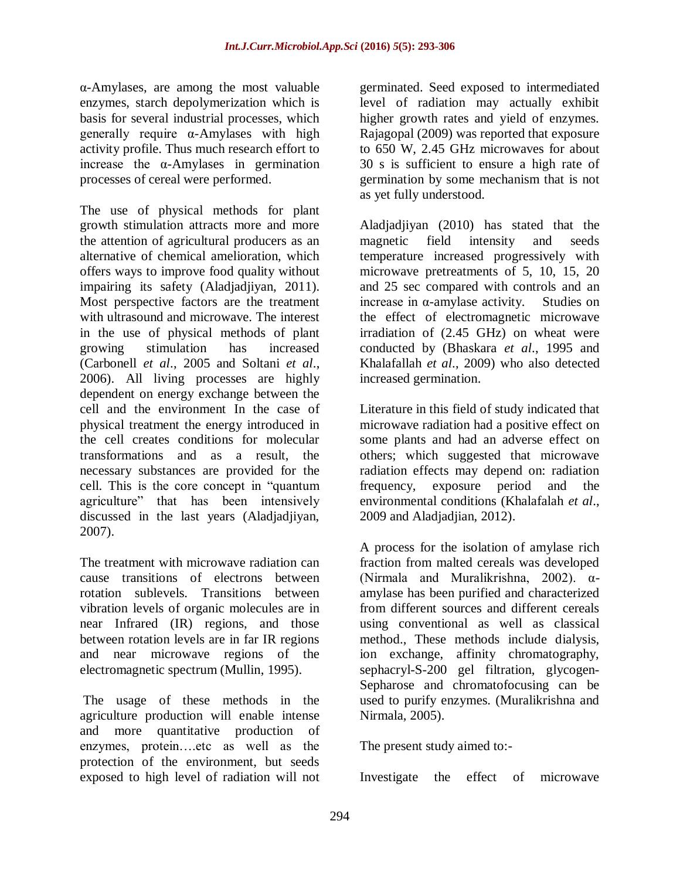α-Amylases, are among the most valuable enzymes, starch depolymerization which is basis for several industrial processes, which generally require α-Amylases with high activity profile. Thus much research effort to increase the α-Amylases in germination processes of cereal were performed.

The use of physical methods for plant growth stimulation attracts more and more the attention of agricultural producers as an alternative of chemical amelioration, which offers ways to improve food quality without impairing its safety (Aladjadjiyan, 2011). Most perspective factors are the treatment with ultrasound and microwave. The interest in the use of physical methods of plant growing stimulation has increased (Carbonell *et al*., 2005 and Soltani *et al*., 2006). All living processes are highly dependent on energy exchange between the cell and the environment In the case of physical treatment the energy introduced in the cell creates conditions for molecular transformations and as a result, the necessary substances are provided for the cell. This is the core concept in "quantum agriculture" that has been intensively discussed in the last years (Aladjadjiyan, 2007).

The treatment with microwave radiation can cause transitions of electrons between rotation sublevels. Transitions between vibration levels of organic molecules are in near Infrared (IR) regions, and those between rotation levels are in far IR regions and near microwave regions of the electromagnetic spectrum (Mullin, 1995).

The usage of these methods in the agriculture production will enable intense and more quantitative production of enzymes, protein….etc as well as the protection of the environment, but seeds exposed to high level of radiation will not germinated. Seed exposed to intermediated level of radiation may actually exhibit higher growth rates and yield of enzymes. Rajagopal (2009) was reported that exposure to 650 W, 2.45 GHz microwaves for about 30 s is sufficient to ensure a high rate of germination by some mechanism that is not as yet fully understood.

Aladjadjiyan (2010) has stated that the magnetic field intensity and seeds temperature increased progressively with microwave pretreatments of 5, 10, 15, 20 and 25 sec compared with controls and an increase in α-amylase activity. Studies on the effect of electromagnetic microwave irradiation of (2.45 GHz) on wheat were conducted by (Bhaskara *et al*., 1995 and Khalafallah *et al*., 2009) who also detected increased germination.

Literature in this field of study indicated that microwave radiation had a positive effect on some plants and had an adverse effect on others; which suggested that microwave radiation effects may depend on: radiation frequency, exposure period and the environmental conditions (Khalafalah *et al*., 2009 and Aladjadjian, 2012).

A process for the isolation of amylase rich fraction from malted cereals was developed (Nirmala and Muralikrishna, 2002). α-amylase has been purified and characterized from different sources and different cereals using conventional as well as classical method., These methods include dialysis, ion exchange, affinity chromatography, sephacryl-S-200 gel filtration, glycogen-Sepharose and chromatofocusing can be used to purify enzymes. (Muralikrishna and Nirmala, 2005).

The present study aimed to:-

Investigate the effect of microwave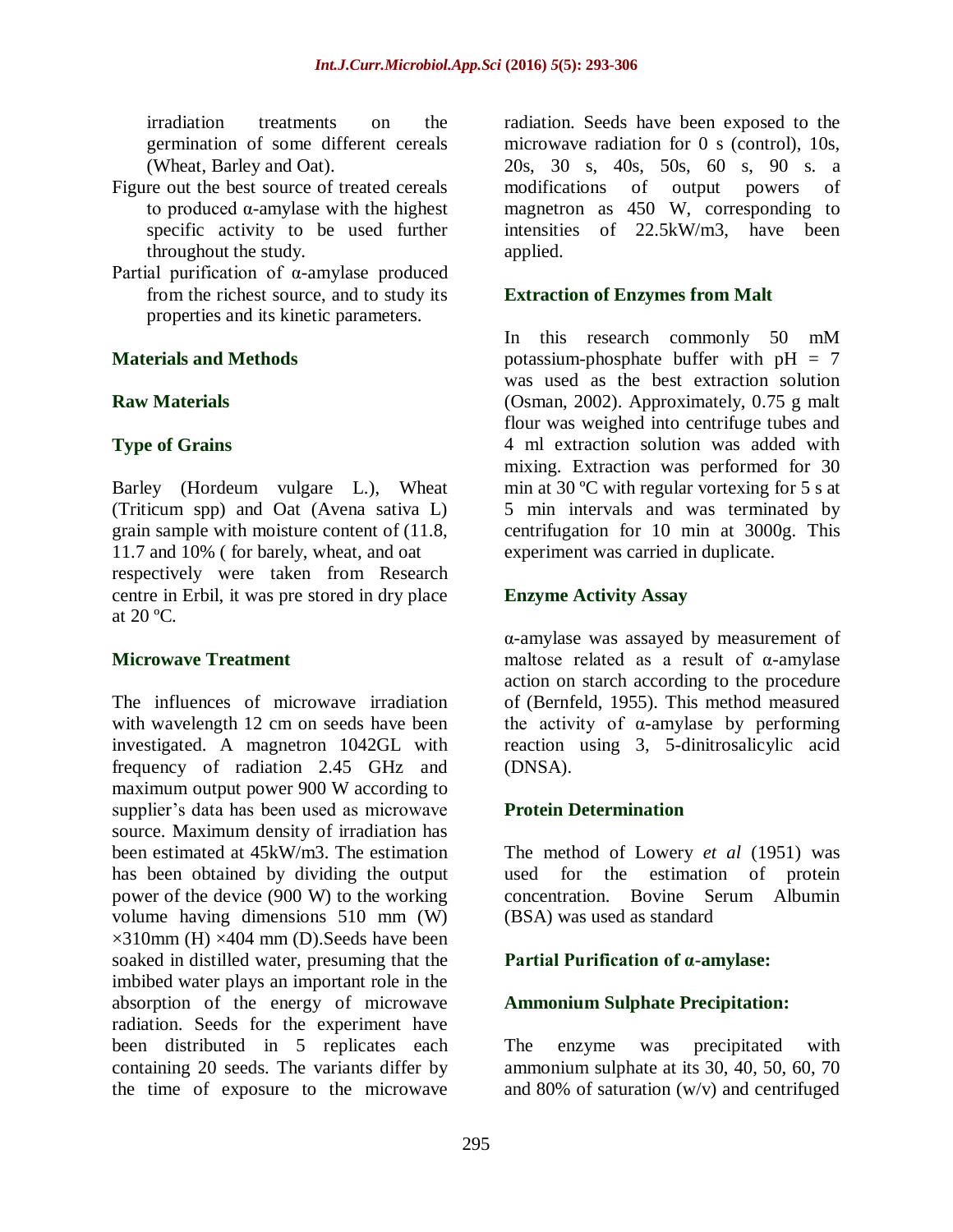irradiation treatments on the germination of some different cereals (Wheat, Barley and Oat).

Figure out the best source of treated cereals to produced α-amylase with the highest specific activity to be used further throughout the study.

Partial purification of α-amylase produced from the richest source, and to study its properties and its kinetic parameters.

## Materials and Methods

### Raw Materials

### Type of Grains

Barley (Hordeum vulgare L.), Wheat (Triticum spp) and Oat (Avena sativa L) grain sample with moisture content of (11.8, 11.7 and 10% ( for barely, wheat, and oat respectively were taken from Research centre in Erbil, it was pre stored in dry place at 20 ºC.

### Microwave Treatment

The influences of microwave irradiation with wavelength 12 cm on seeds have been investigated. A magnetron 1042GL with frequency of radiation 2.45 GHz and maximum output power 900 W according to supplier's data has been used as microwave source. Maximum density of irradiation has been estimated at 45kW/m3. The estimation has been obtained by dividing the output power of the device (900 W) to the working volume having dimensions 510 mm (W) ×310mm (H) ×404 mm (D).Seeds have been soaked in distilled water, presuming that the imbibed water plays an important role in the absorption of the energy of microwave radiation. Seeds for the experiment have been distributed in 5 replicates each containing 20 seeds. The variants differ by the time of exposure to the microwave radiation. Seeds have been exposed to the microwave radiation for 0 s (control), 10s, 20s, 30 s, 40s, 50s, 60 s, 90 s. a modifications of output powers of magnetron as 450 W, corresponding to intensities of 22.5kW/m3, have been applied.

### Extraction of Enzymes from Malt

In this research commonly 50 mM potassium-phosphate buffer with pH = 7 was used as the best extraction solution (Osman, 2002). Approximately, 0.75 g malt flour was weighed into centrifuge tubes and 4 ml extraction solution was added with mixing. Extraction was performed for 30 min at 30 ºC with regular vortexing for 5 s at 5 min intervals and was terminated by centrifugation for 10 min at 3000g. This experiment was carried in duplicate.

### Enzyme Activity Assay

α-amylase was assayed by measurement of maltose related as a result of α-amylase action on starch according to the procedure of (Bernfeld, 1955). This method measured the activity of α-amylase by performing reaction using 3, 5-dinitrosalicylic acid (DNSA).

### Protein Determination

The method of Lowery *et al* (1951) was used for the estimation of protein concentration. Bovine Serum Albumin (BSA) was used as standard

### Partial Purification of α-amylase:

### Ammonium Sulphate Precipitation:

The enzyme was precipitated with ammonium sulphate at its 30, 40, 50, 60, 70 and 80% of saturation (w/v) and centrifuged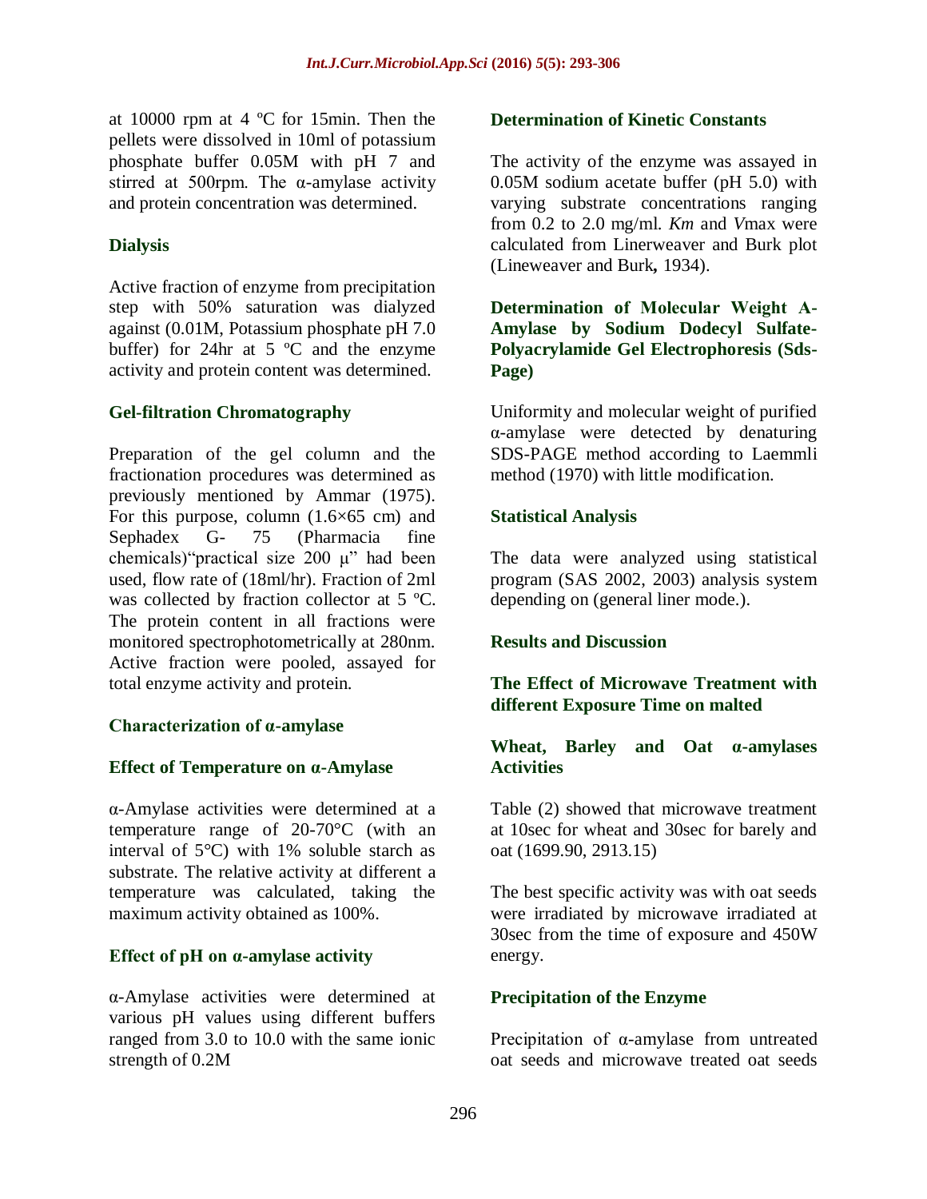at 10000 rpm at 4 ºC for 15min. Then the pellets were dissolved in 10ml of potassium phosphate buffer 0.05M with pH 7 and stirred at 500rpm. The α-amylase activity and protein concentration was determined.

### Dialysis

Active fraction of enzyme from precipitation step with 50% saturation was dialyzed against (0.01M, Potassium phosphate pH 7.0 buffer) for 24hr at 5 ºC and the enzyme activity and protein content was determined.

### Gel-filtration Chromatography

Preparation of the gel column and the fractionation procedures was determined as previously mentioned by Ammar (1975). For this purpose, column (1.6×65 cm) and Sephadex G- 75 (Pharmacia fine chemicals)"practical size 200 µ" had been used, flow rate of (18ml/hr). Fraction of 2ml was collected by fraction collector at 5 ºC. The protein content in all fractions were monitored spectrophotometrically at 280nm. Active fraction were pooled, assayed for total enzyme activity and protein.

### Characterization of α-amylase

### Effect of Temperature on α-Amylase

α-Amylase activities were determined at a temperature range of 20-70°C (with an interval of 5°C) with 1% soluble starch as substrate. The relative activity at different a temperature was calculated, taking the maximum activity obtained as 100%.

### Effect of pH on α-amylase activity

α-Amylase activities were determined at various pH values using different buffers ranged from 3.0 to 10.0 with the same ionic strength of 0.2M

### Determination of Kinetic Constants

The activity of the enzyme was assayed in 0.05M sodium acetate buffer (pH 5.0) with varying substrate concentrations ranging from 0.2 to 2.0 mg/ml. *Km* and *V*max were calculated from Linerweaver and Burk plot (Lineweaver and Burk**,** 1934).

### Determination of Molecular Weight A-Amylase by Sodium Dodecyl Sulfate-Polyacrylamide Gel Electrophoresis (Sds-Page)

Uniformity and molecular weight of purified α-amylase were detected by denaturing SDS-PAGE method according to Laemmli method (1970) with little modification.

### Statistical Analysis

The data were analyzed using statistical program (SAS 2002, 2003) analysis system depending on (general liner mode.).

## Results and Discussion

### The Effect of Microwave Treatment with different Exposure Time on malted Wheat, Barley and Oat α-amylases Activities

Table (2) showed that microwave treatment at 10sec for wheat and 30sec for barely and oat (1699.90, 2913.15)

The best specific activity was with oat seeds were irradiated by microwave irradiated at 30sec from the time of exposure and 450W energy.

### Precipitation of the Enzyme

Precipitation of α-amylase from untreated oat seeds and microwave treated oat seeds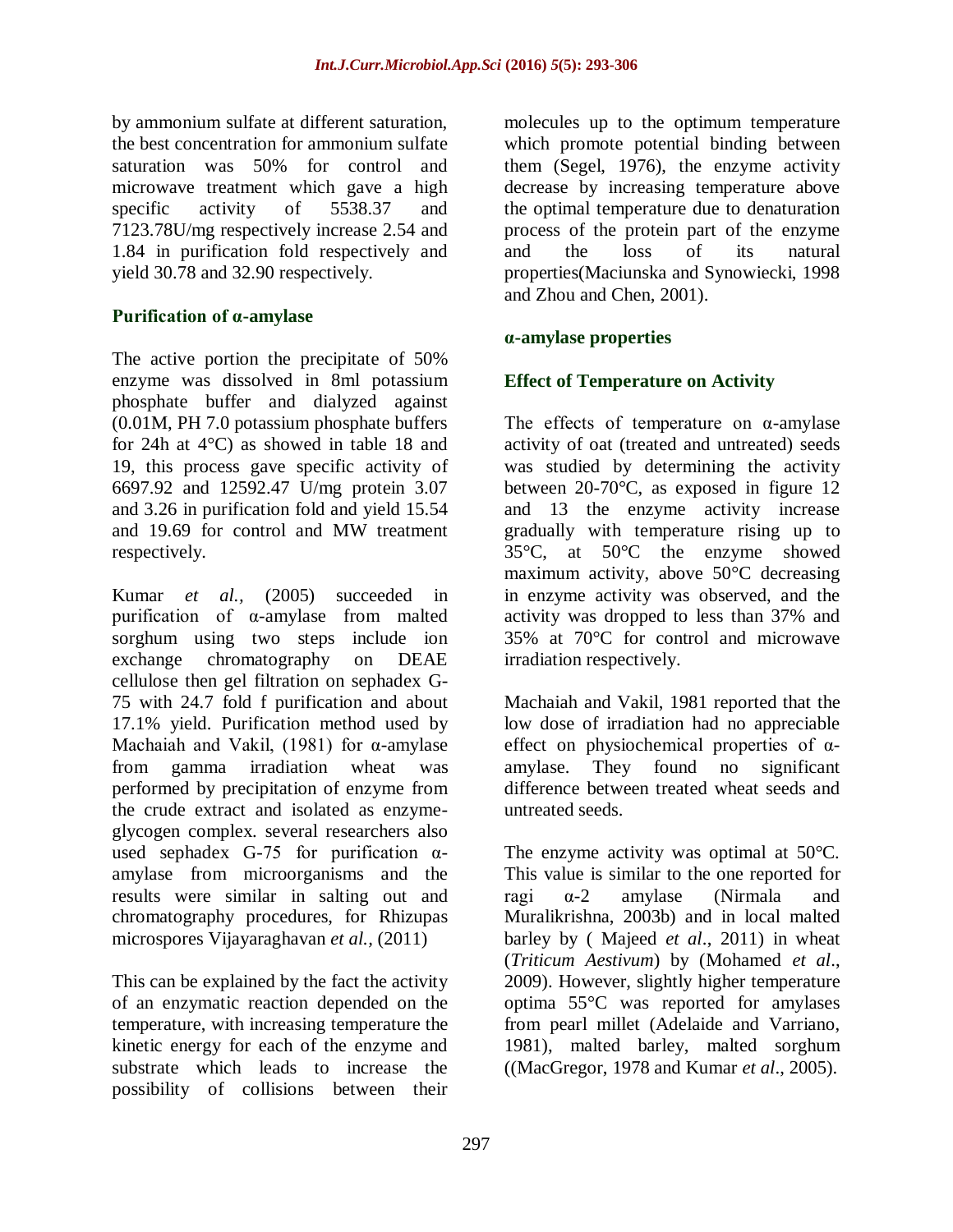by ammonium sulfate at different saturation, the best concentration for ammonium sulfate saturation was 50% for control and microwave treatment which gave a high specific activity of 5538.37 and 7123.78U/mg respectively increase 2.54 and 1.84 in purification fold respectively and yield 30.78 and 32.90 respectively.

### Purification of α-amylase

The active portion the precipitate of 50% enzyme was dissolved in 8ml potassium phosphate buffer and dialyzed against (0.01M, PH 7.0 potassium phosphate buffers for 24h at 4°C) as showed in table 18 and 19, this process gave specific activity of 6697.92 and 12592.47 U/mg protein 3.07 and 3.26 in purification fold and yield 15.54 and 19.69 for control and MW treatment respectively.

Kumar *et al.,* (2005) succeeded in purification of α-amylase from malted sorghum using two steps include ion exchange chromatography on DEAE cellulose then gel filtration on sephadex G-75 with 24.7 fold f purification and about 17.1% yield. Purification method used by Machaiah and Vakil, (1981) for α-amylase from gamma irradiation wheat was performed by precipitation of enzyme from the crude extract and isolated as enzyme-glycogen complex. several researchers also used sephadex G-75 for purification α-amylase from microorganisms and the results were similar in salting out and chromatography procedures, for Rhizupas microspores Vijayaraghavan *et al.,* (2011)

This can be explained by the fact the activity of an enzymatic reaction depended on the temperature, with increasing temperature the kinetic energy for each of the enzyme and substrate which leads to increase the possibility of collisions between their molecules up to the optimum temperature which promote potential binding between them (Segel, 1976), the enzyme activity decrease by increasing temperature above the optimal temperature due to denaturation process of the protein part of the enzyme and the loss of its natural properties(Maciunska and Synowiecki, 1998 and Zhou and Chen, 2001).

### α-amylase properties

### Effect of Temperature on Activity

The effects of temperature on α-amylase activity of oat (treated and untreated) seeds was studied by determining the activity between 20-70°C, as exposed in figure 12 and 13 the enzyme activity increase gradually with temperature rising up to 35°C, at 50°C the enzyme showed maximum activity, above 50°C decreasing in enzyme activity was observed, and the activity was dropped to less than 37% and 35% at 70°C for control and microwave irradiation respectively.

Machaiah and Vakil, 1981 reported that the low dose of irradiation had no appreciable effect on physiochemical properties of α-amylase. They found no significant difference between treated wheat seeds and untreated seeds.

The enzyme activity was optimal at 50°C. This value is similar to the one reported for ragi α-2 amylase (Nirmala and Muralikrishna, 2003b) and in local malted barley by ( Majeed *et al*., 2011) in wheat (*Triticum Aestivum*) by (Mohamed *et al*., 2009). However, slightly higher temperature optima 55°C was reported for amylases from pearl millet (Adelaide and Varriano, 1981), malted barley, malted sorghum ((MacGregor, 1978 and Kumar *et al*., 2005).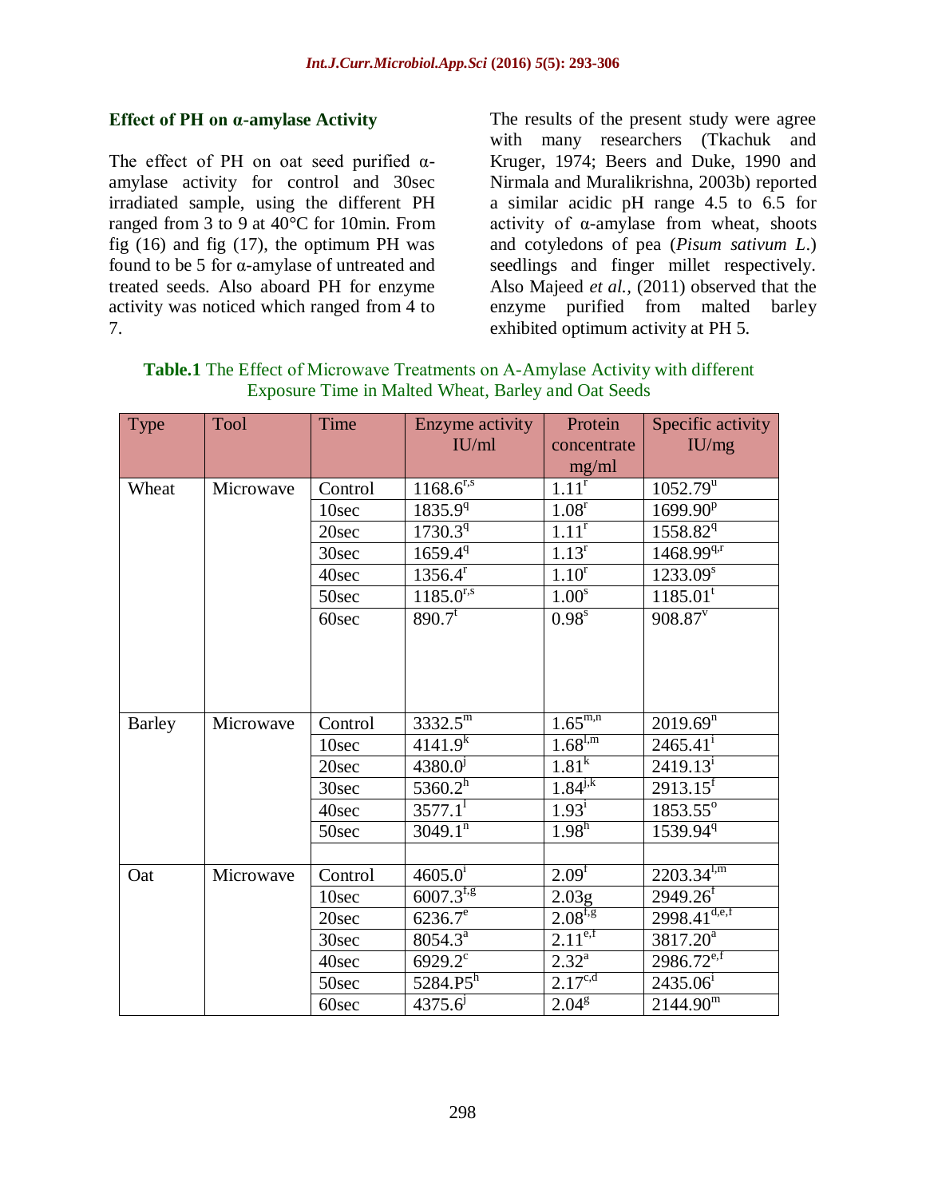### Effect of PH on α-amylase Activity

The effect of PH on oat seed purified α-amylase activity for control and 30sec irradiated sample, using the different PH ranged from 3 to 9 at 40°C for 10min. From fig (16) and fig (17), the optimum PH was found to be 5 for α-amylase of untreated and treated seeds. Also aboard PH for enzyme activity was noticed which ranged from 4 to 7.

The results of the present study were agree with many researchers (Tkachuk and Kruger, 1974; Beers and Duke, 1990 and Nirmala and Muralikrishna, 2003b) reported a similar acidic pH range 4.5 to 6.5 for activity of α-amylase from wheat, shoots and cotyledons of pea (*Pisum sativum L.*) seedlings and finger millet respectively. Also Majeed *et al.*, (2011) observed that the enzyme purified from malted barley exhibited optimum activity at PH 5.

**Table.1** The Effect of Microwave Treatments on A-Amylase Activity with different Exposure Time in Malted Wheat, Barley and Oat Seeds

| Type | Tool | Time | Enzyme activity IU/ml | Protein concentrate mg/ml | Specific activity IU/mg |
|---|---|---|---|---|---|
| Wheat | Microwave | Control | 1168.6$^{r,s}$ | 1.11$^{r}$ | 1052.79$^{u}$ |
| | | 10sec | 1835.9$^{q}$ | 1.08$^{r}$ | 1699.90$^{p}$ |
| | | 20sec | 1730.3$^{q}$ | 1.11$^{r}$ | 1558.82$^{q}$ |
| | | 30sec | 1659.4$^{q}$ | 1.13$^{r}$ | 1468.99$^{q,r}$ |
| | | 40sec | 1356.4$^{r}$ | 1.10$^{r}$ | 1233.09$^{s}$ |
| | | 50sec | 1185.0$^{r,s}$ | 1.00$^{s}$ | 1185.01$^{t}$ |
| | | 60sec | 890.7$^{t}$ | 0.98$^{s}$ | 908.87$^{v}$ |
| Barley | Microwave | Control | 3332.5$^{m}$ | 1.65$^{m,n}$ | 2019.69$^{n}$ |
| | | 10sec | 4141.9$^{k}$ | 1.68$^{l,m}$ | 2465.41$^{i}$ |
| | | 20sec | 4380.0$^{j}$ | 1.81$^{k}$ | 2419.13$^{i}$ |
| | | 30sec | 5360.2$^{h}$ | 1.84$^{j,k}$ | 2913.15$^{f}$ |
| | | 40sec | 3577.1$^{l}$ | 1.93$^{i}$ | 1853.55$^{o}$ |
| | | 50sec | 3049.1$^{n}$ | 1.98$^{h}$ | 1539.94$^{q}$ |
| | | | | | |
| Oat | Microwave | Control | 4605.0$^{i}$ | 2.09$^{f}$ | 2203.34$^{l,m}$ |
| | | 10sec | 6007.3$^{f,g}$ | 2.03g | 2949.26$^{f}$ |
| | | 20sec | 6236.7$^{e}$ | 2.08$^{f,g}$ | 2998.41$^{d,e,f}$ |
| | | 30sec | 8054.3$^{a}$ | 2.11$^{e,f}$ | 3817.20$^{a}$ |
| | | 40sec | 6929.2$^{c}$ | 2.32$^{a}$ | 2986.72$^{e,f}$ |
| | | 50sec | 5284.P5$^{h}$ | 2.17$^{c,d}$ | 2435.06$^{i}$ |
| | | 60sec | 4375.6$^{j}$ | 2.04$^{g}$ | 2144.90$^{m}$ |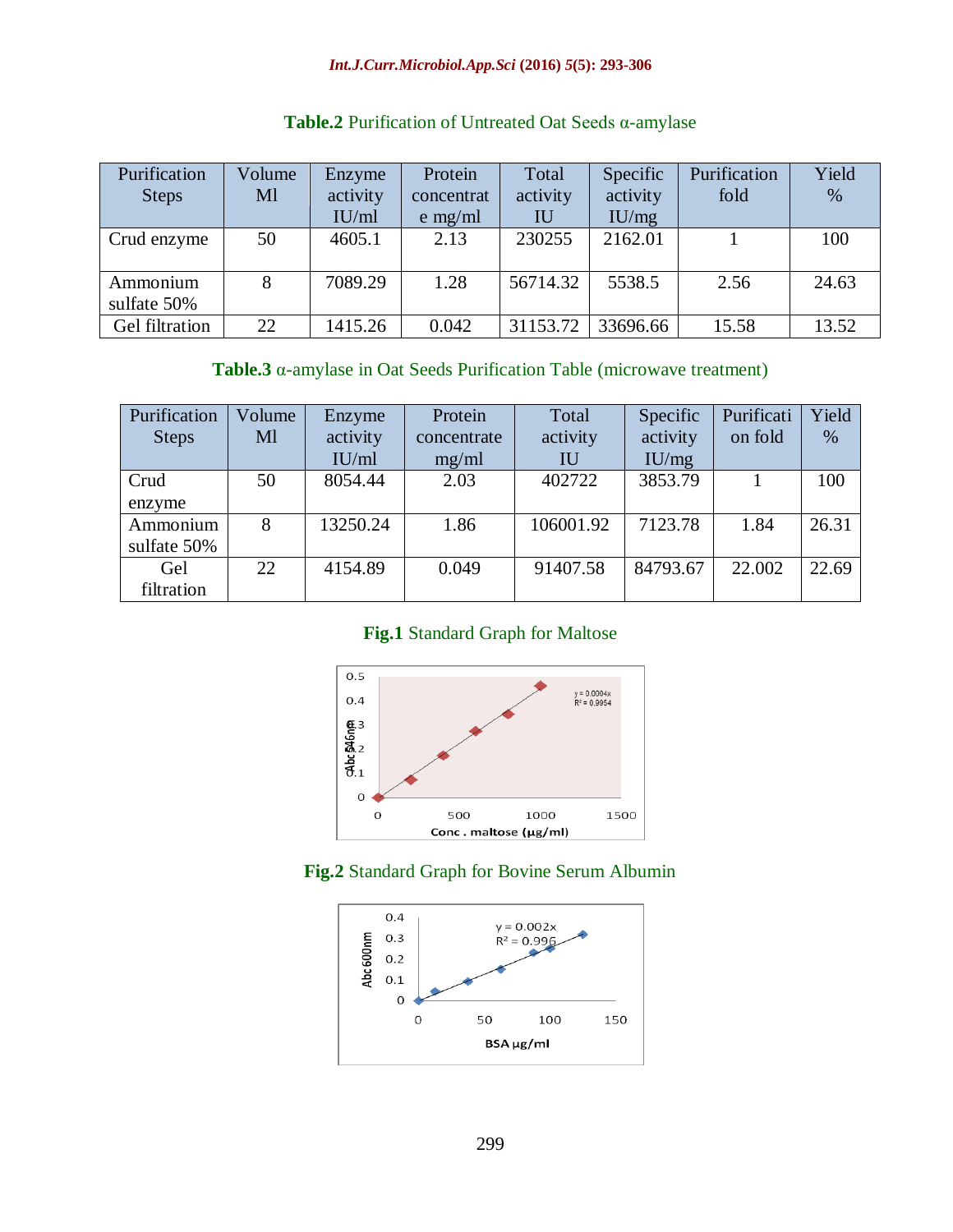**Table.2** Purification of Untreated Oat Seeds α-amylase

| Purification Steps | Volume Ml | Enzyme activity IU/ml | Protein concentrate mg/ml | Total activity IU | Specific activity IU/mg | Purification fold | Yield % |
|---|---|---|---|---|---|---|---|
| Crud enzyme | 50 | 4605.1 | 2.13 | 230255 | 2162.01 | 1 | 100 |
| Ammonium sulfate 50% | 8 | 7089.29 | 1.28 | 56714.32 | 5538.5 | 2.56 | 24.63 |
| Gel filtration | 22 | 1415.26 | 0.042 | 31153.72 | 33696.66 | 15.58 | 13.52 |

**Table.3** α-amylase in Oat Seeds Purification Table (microwave treatment)

| Purification Steps | Volume Ml | Enzyme activity IU/ml | Protein concentrate mg/ml | Total activity IU | Specific activity IU/mg | Purification fold | Yield % |
|---|---|---|---|---|---|---|---|
| Crud enzyme | 50 | 8054.44 | 2.03 | 402722 | 3853.79 | 1 | 100 |
| Ammonium sulfate 50% | 8 | 13250.24 | 1.86 | 106001.92 | 7123.78 | 1.84 | 26.31 |
| Gel filtration | 22 | 4154.89 | 0.049 | 91407.58 | 84793.67 | 22.002 | 22.69 |

**Fig.1** Standard Graph for Maltose

**Fig.2** Standard Graph for Bovine Serum Albumin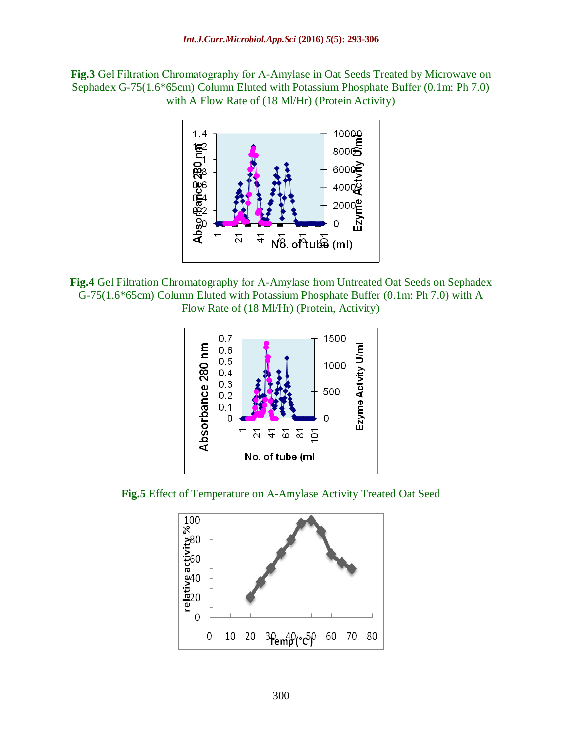**Fig.3** Gel Filtration Chromatography for A-Amylase in Oat Seeds Treated by Microwave on Sephadex G-75(1.6*65cm) Column Eluted with Potassium Phosphate Buffer (0.1m: Ph 7.0) with A Flow Rate of (18 Ml/Hr) (Protein Activity)

**Fig.4** Gel Filtration Chromatography for A-Amylase from Untreated Oat Seeds on Sephadex G-75(1.6*65cm) Column Eluted with Potassium Phosphate Buffer (0.1m: Ph 7.0) with A Flow Rate of (18 Ml/Hr) (Protein, Activity)

**Fig.5** Effect of Temperature on A-Amylase Activity Treated Oat Seed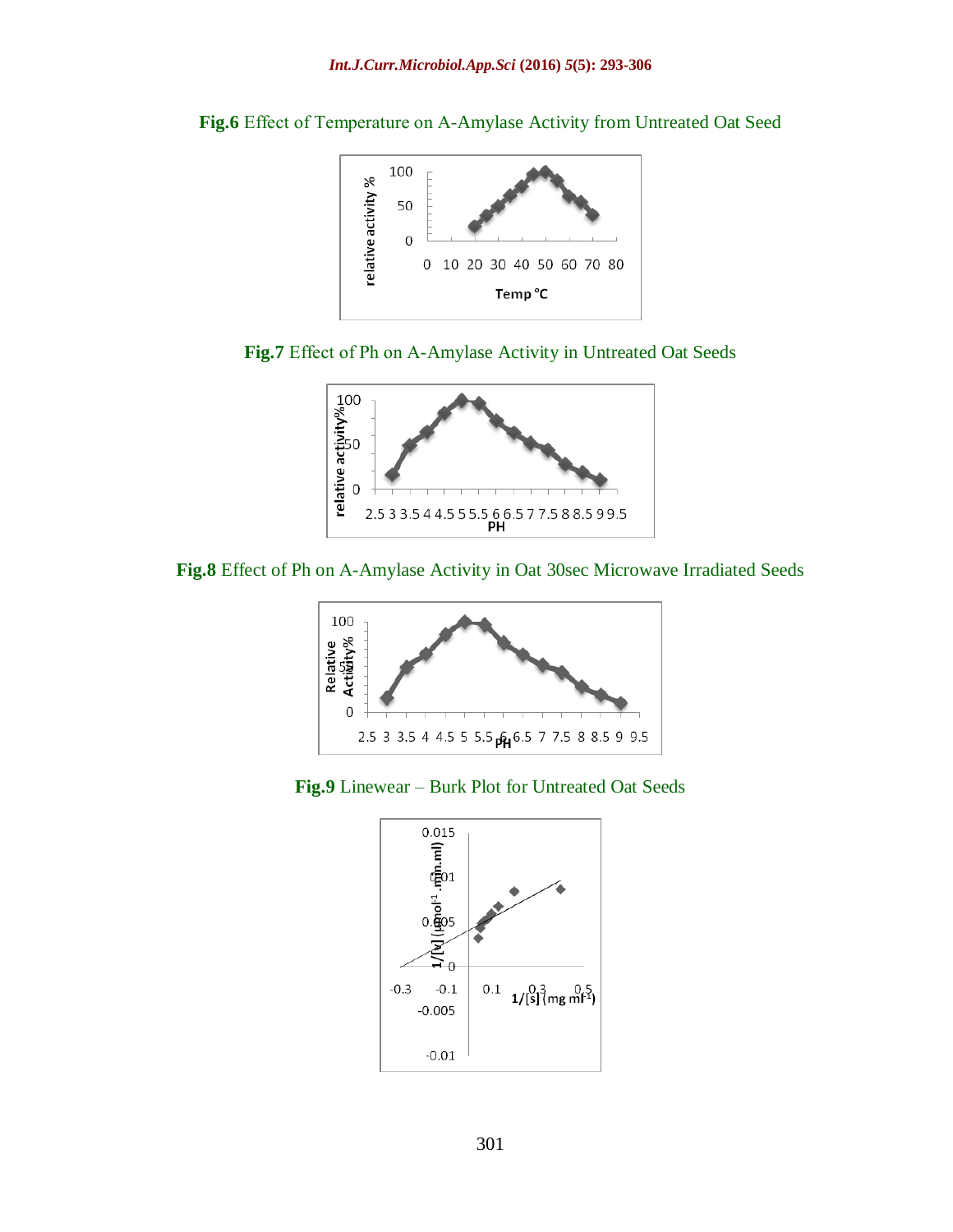**Fig.6** Effect of Temperature on A-Amylase Activity from Untreated Oat Seed

**Fig.7** Effect of Ph on A-Amylase Activity in Untreated Oat Seeds

**Fig.8** Effect of Ph on A-Amylase Activity in Oat 30sec Microwave Irradiated Seeds

**Fig.9** Linewear – Burk Plot for Untreated Oat Seeds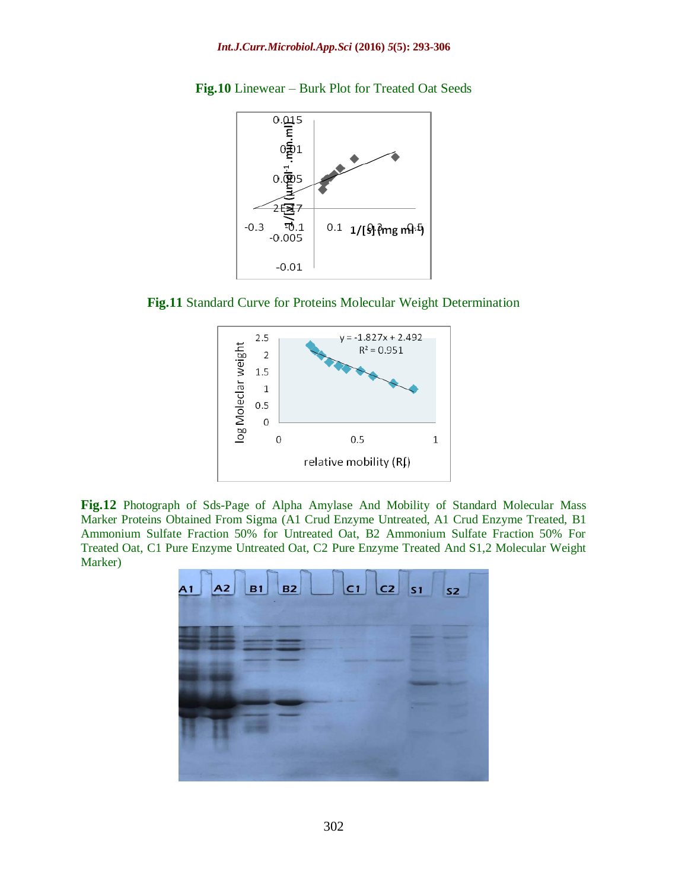**Fig.10** Linewear – Burk Plot for Treated Oat Seeds

**Fig.11** Standard Curve for Proteins Molecular Weight Determination

**Fig.12** Photograph of Sds-Page of Alpha Amylase And Mobility of Standard Molecular Mass Marker Proteins Obtained From Sigma (A1 Crud Enzyme Untreated, A1 Crud Enzyme Treated, B1 Ammonium Sulfate Fraction 50% for Untreated Oat, B2 Ammonium Sulfate Fraction 50% For Treated Oat, C1 Pure Enzyme Untreated Oat, C2 Pure Enzyme Treated And S1,2 Molecular Weight Marker)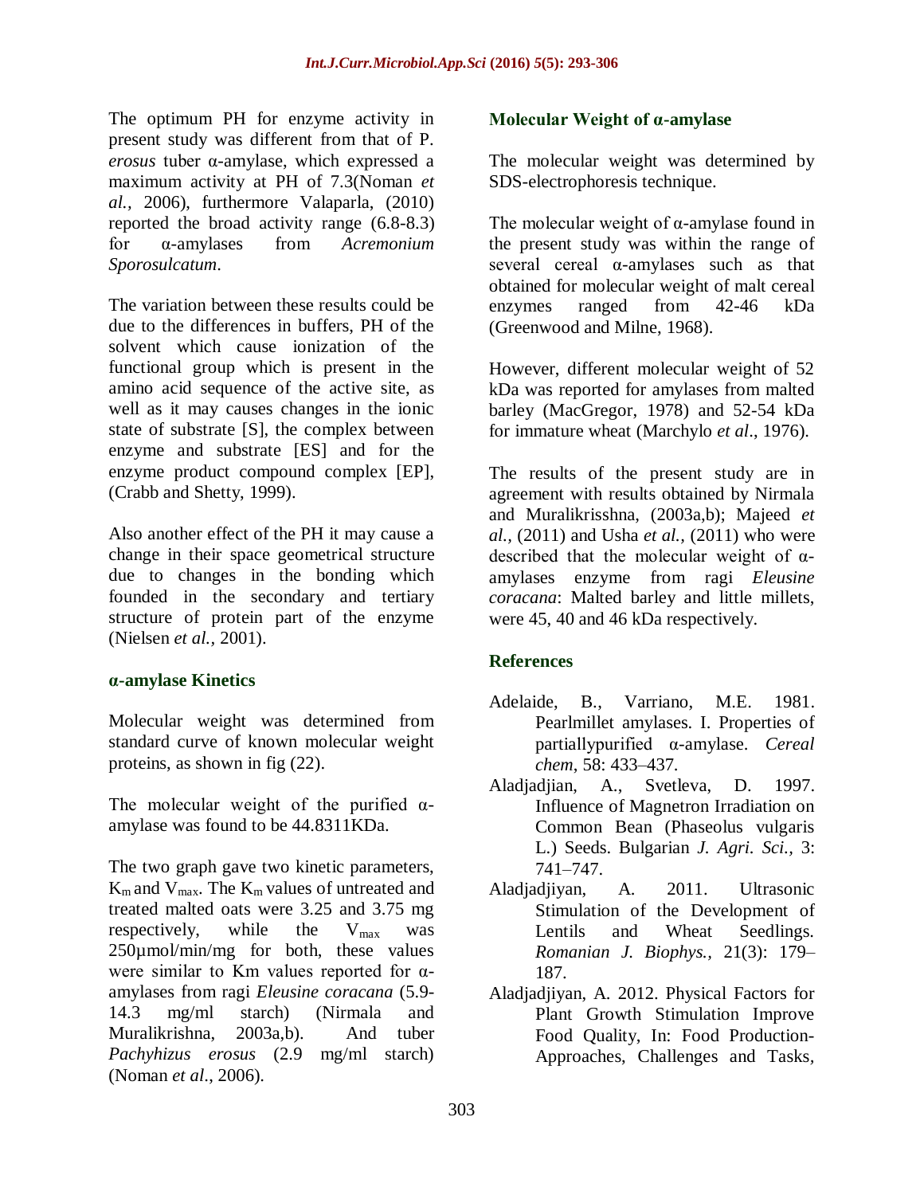The optimum PH for enzyme activity in present study was different from that of P. *erosus* tuber α-amylase, which expressed a maximum activity at PH of 7.3(Noman *et al.,* 2006), furthermore Valaparla, (2010) reported the broad activity range (6.8-8.3) for α-amylases from *Acremonium Sporosulcatum*.

The variation between these results could be due to the differences in buffers, PH of the solvent which cause ionization of the functional group which is present in the amino acid sequence of the active site, as well as it may causes changes in the ionic state of substrate [S], the complex between enzyme and substrate [ES] and for the enzyme product compound complex [EP], (Crabb and Shetty, 1999).

Also another effect of the PH it may cause a change in their space geometrical structure due to changes in the bonding which founded in the secondary and tertiary structure of protein part of the enzyme (Nielsen *et al.,* 2001).

### α-amylase Kinetics

Molecular weight was determined from standard curve of known molecular weight proteins, as shown in fig (22).

The molecular weight of the purified α-amylase was found to be 44.8311KDa.

The two graph gave two kinetic parameters, $K_m$ and $V_{max}$. The $K_m$ values of untreated and treated malted oats were 3.25 and 3.75 mg respectively, while the $V_{max}$ was 250µmol/min/mg for both, these values were similar to Km values reported for α-amylases from ragi *Eleusine coracana* (5.9-14.3 mg/ml starch) (Nirmala and Muralikrishna, 2003a,b). And tuber *Pachyhizus erosus* (2.9 mg/ml starch) (Noman *et al*., 2006).

### Molecular Weight of α-amylase

The molecular weight was determined by SDS-electrophoresis technique.

The molecular weight of α-amylase found in the present study was within the range of several cereal α-amylases such as that obtained for molecular weight of malt cereal enzymes ranged from 42-46 kDa (Greenwood and Milne, 1968).

However, different molecular weight of 52 kDa was reported for amylases from malted barley (MacGregor, 1978) and 52-54 kDa for immature wheat (Marchylo *et al*., 1976).

The results of the present study are in agreement with results obtained by Nirmala and Muralikrisshna, (2003a,b); Majeed *et al.,* (2011) and Usha *et al.,* (2011) who were described that the molecular weight of α-amylases enzyme from ragi *Eleusine coracana*: Malted barley and little millets, were 45, 40 and 46 kDa respectively.

## References

Adelaide, B., Varriano, M.E. 1981. Pearlmillet amylases. I. Properties of partiallypurified α-amylase. *Cereal chem*, 58: 433–437.

Aladjadjian, A., Svetleva, D. 1997. Influence of Magnetron Irradiation on Common Bean (Phaseolus vulgaris L.) Seeds. Bulgarian *J. Agri. Sci.,* 3: 741–747.

Aladjadjiyan, A. 2011. Ultrasonic Stimulation of the Development of Lentils and Wheat Seedlings. *Romanian J. Biophys.,* 21(3): 179–187.

Aladjadjiyan, A. 2012. Physical Factors for Plant Growth Stimulation Improve Food Quality, In: Food Production-Approaches, Challenges and Tasks,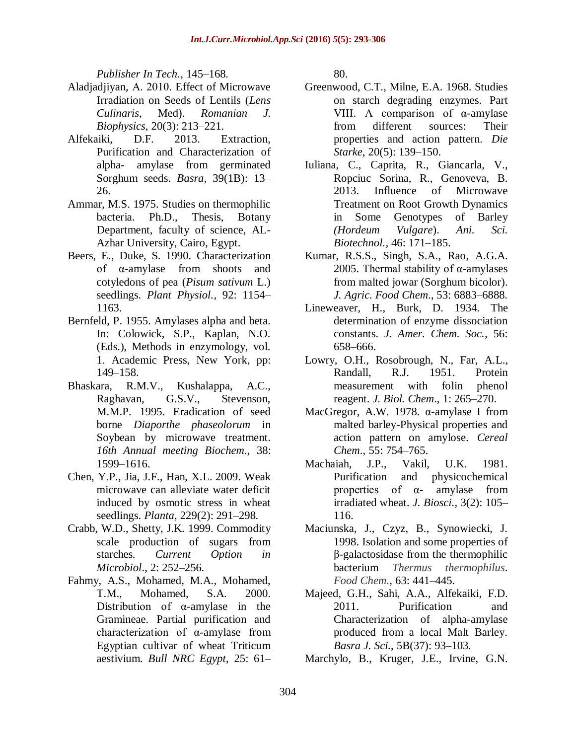*Publisher In Tech.*, 145–168.

Aladjadjiyan, A. 2010. Effect of Microwave Irradiation on Seeds of Lentils (*Lens Culinaris*, Med). *Romanian J. Biophysics*, 20(3): 213–221.

Alfekaiki, D.F. 2013. Extraction, Purification and Characterization of alpha- amylase from germinated Sorghum seeds. *Basra*, 39(1B): 13–26.

Ammar, M.S. 1975. Studies on thermophilic bacteria. Ph.D., Thesis, Botany Department, faculty of science, AL-Azhar University, Cairo, Egypt.

Beers, E., Duke, S. 1990. Characterization of α-amylase from shoots and cotyledons of pea (*Pisum sativum* L.) seedlings. *Plant Physiol.*, 92: 1154–1163.

Bernfeld, P. 1955. Amylases alpha and beta. In: Colowick, S.P., Kaplan, N.O. (Eds.), Methods in enzymology, vol. 1. Academic Press, New York, pp: 149–158.

Bhaskara, R.M.V., Kushalappa, A.C., Raghavan, G.S.V., Stevenson, M.M.P. 1995. Eradication of seed borne *Diaporthe phaseolorum* in Soybean by microwave treatment. *16th Annual meeting Biochem*., 38: 1599–1616.

Chen, Y.P., Jia, J.F., Han, X.L. 2009. Weak microwave can alleviate water deficit induced by osmotic stress in wheat seedlings. *Planta*, 229(2): 291–298.

Crabb, W.D., Shetty, J.K. 1999. Commodity scale production of sugars from starches. *Current Option in Microbiol*., 2: 252–256.

Fahmy, A.S., Mohamed, M.A., Mohamed, T.M., Mohamed, S.A. 2000. Distribution of α-amylase in the Gramineae. Partial purification and characterization of α-amylase from Egyptian cultivar of wheat Triticum aestivium. *Bull NRC Egypt*, 25: 61–80.

Greenwood, C.T., Milne, E.A. 1968. Studies on starch degrading enzymes. Part VIII. A comparison of α-amylase from different sources: Their properties and action pattern. *Die Starke*, 20(5): 139–150.

Iuliana, C., Caprita, R., Giancarla, V., Ropciuc Sorina, R., Genoveva, B. 2013. Influence of Microwave Treatment on Root Growth Dynamics in Some Genotypes of Barley *(Hordeum Vulgare*). *Ani. Sci. Biotechnol.*, 46: 171–185.

Kumar, R.S.S., Singh, S.A., Rao, A.G.A. 2005. Thermal stability of α-amylases from malted jowar (Sorghum bicolor). *J. Agric. Food Chem*., 53: 6883–6888.

Lineweaver, H., Burk, D. 1934. The determination of enzyme dissociation constants. *J. Amer. Chem. Soc.*, 56: 658–666.

Lowry, O.H., Rosobrough, N., Far, A.L., Randall, R.J. 1951. Protein measurement with folin phenol reagent. *J. Biol. Chem*., 1: 265–270.

MacGregor, A.W. 1978. α-amylase I from malted barley-Physical properties and action pattern on amylose. *Cereal Chem*., 55: 754–765.

Machaiah, J.P., Vakil, U.K. 1981. Purification and physicochemical properties of α- amylase from irradiated wheat. *J. Biosci.*, 3(2): 105–116.

Maciunska, J., Czyz, B., Synowiecki, J. 1998. Isolation and some properties of β-galactosidase from the thermophilic bacterium *Thermus thermophilus*. *Food Chem.*, 63: 441–445.

Majeed, G.H., Sahi, A.A., Alfekaiki, F.D. 2011. Purification and Characterization of alpha-amylase produced from a local Malt Barley. *Basra J. Sci.*, 5B(37): 93–103.

Marchylo, B., Kruger, J.E., Irvine, G.N.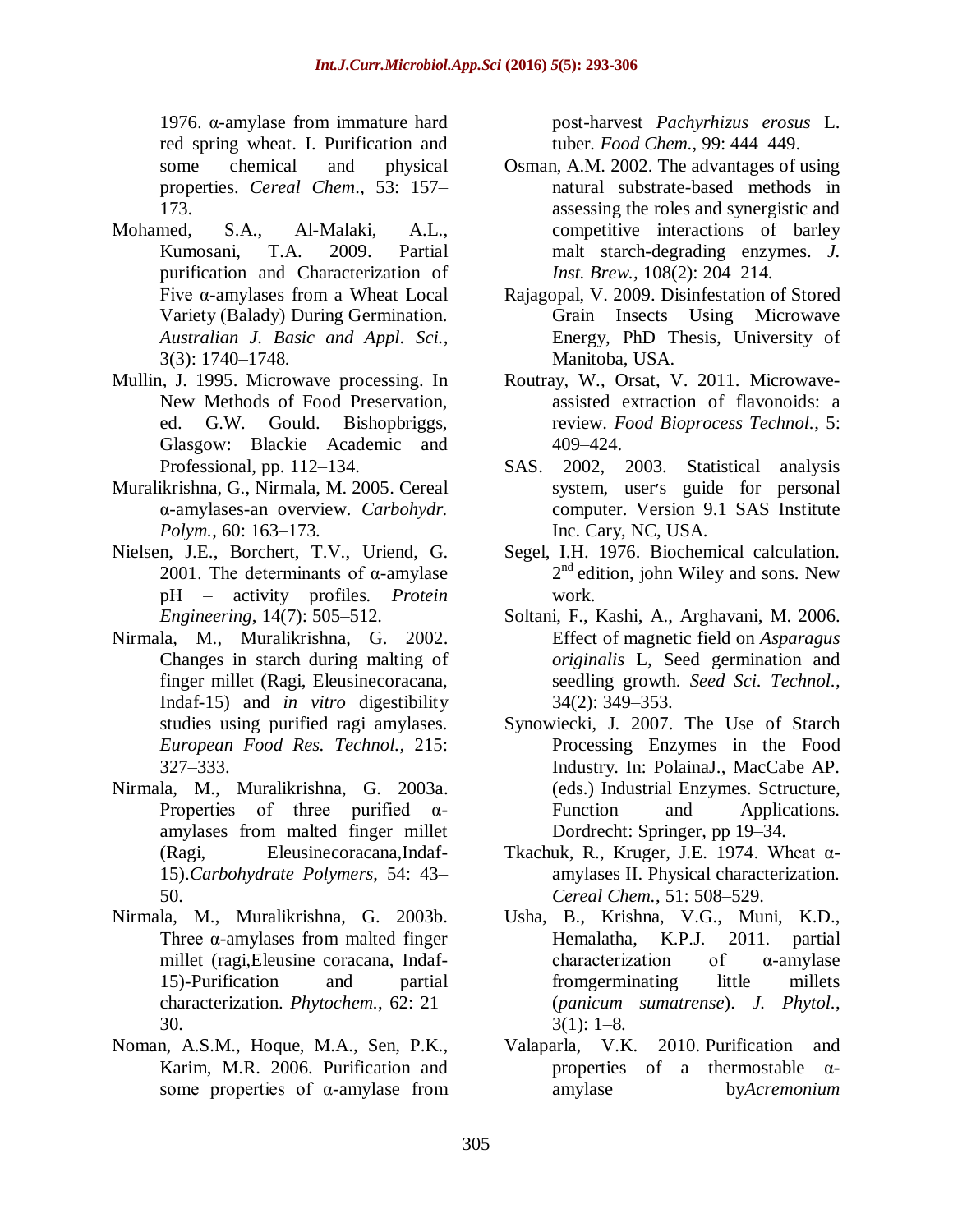1976. α-amylase from immature hard red spring wheat. I. Purification and some chemical and physical properties. *Cereal Chem*., 53: 157–173.

Mohamed, S.A., Al-Malaki, A.L., Kumosani, T.A. 2009. Partial purification and Characterization of Five α-amylases from a Wheat Local Variety (Balady) During Germination. *Australian J. Basic and Appl. Sci.*, 3(3): 1740–1748.

Mullin, J. 1995. Microwave processing. In New Methods of Food Preservation, ed. G.W. Gould. Bishopbriggs, Glasgow: Blackie Academic and Professional, pp. 112–134.

Muralikrishna, G., Nirmala, M. 2005. Cereal α-amylases-an overview. *Carbohydr. Polym.*, 60: 163–173.

Nielsen, J.E., Borchert, T.V., Uriend, G. 2001. The determinants of α-amylase pH – activity profiles. *Protein Engineering*, 14(7): 505–512.

Nirmala, M., Muralikrishna, G. 2002. Changes in starch during malting of finger millet (Ragi, Eleusinecoracana, Indaf-15) and *in vitro* digestibility studies using purified ragi amylases. *European Food Res. Technol.*, 215: 327–333.

Nirmala, M., Muralikrishna, G. 2003a. Properties of three purified α-amylases from malted finger millet (Ragi, Eleusinecoracana,Indaf-15).*Carbohydrate Polymers*, 54: 43–50.

Nirmala, M., Muralikrishna, G. 2003b. Three α-amylases from malted finger millet (ragi,Eleusine coracana, Indaf-15)-Purification and partial characterization. *Phytochem.*, 62: 21–30.

Noman, A.S.M., Hoque, M.A., Sen, P.K., Karim, M.R. 2006. Purification and some properties of α-amylase from post-harvest *Pachyrhizus erosus* L. tuber. *Food Chem.*, 99: 444–449.

Osman, A.M. 2002. The advantages of using natural substrate-based methods in assessing the roles and synergistic and competitive interactions of barley malt starch-degrading enzymes. *J. Inst. Brew.*, 108(2): 204–214.

Rajagopal, V. 2009. Disinfestation of Stored Grain Insects Using Microwave Energy, PhD Thesis, University of Manitoba, USA.

Routray, W., Orsat, V. 2011. Microwave-assisted extraction of flavonoids: a review. *Food Bioprocess Technol.*, 5: 409–424.

SAS. 2002, 2003. Statistical analysis system, user's guide for personal computer. Version 9.1 SAS Institute Inc. Cary, NC, USA.

Segel, I.H. 1976. Biochemical calculation. 2nd edition, john Wiley and sons. New work.

Soltani, F., Kashi, A., Arghavani, M. 2006. Effect of magnetic field on *Asparagus originalis* L, Seed germination and seedling growth. *Seed Sci. Technol.*, 34(2): 349–353.

Synowiecki, J. 2007. The Use of Starch Processing Enzymes in the Food Industry. In: PolainaJ., MacCabe AP. (eds.) Industrial Enzymes. Sctructure, Function and Applications. Dordrecht: Springer, pp 19–34.

Tkachuk, R., Kruger, J.E. 1974. Wheat α-amylases II. Physical characterization. *Cereal Chem.*, 51: 508–529.

Usha, B., Krishna, V.G., Muni, K.D., Hemalatha, K.P.J. 2011. partial characterization of α-amylase fromgerminating little millets (*panicum sumatrense*). *J. Phytol.*, 3(1): 1–8.

Valaparla, V.K. 2010. Purification and properties of a thermostable α-amylase by*Acremonium*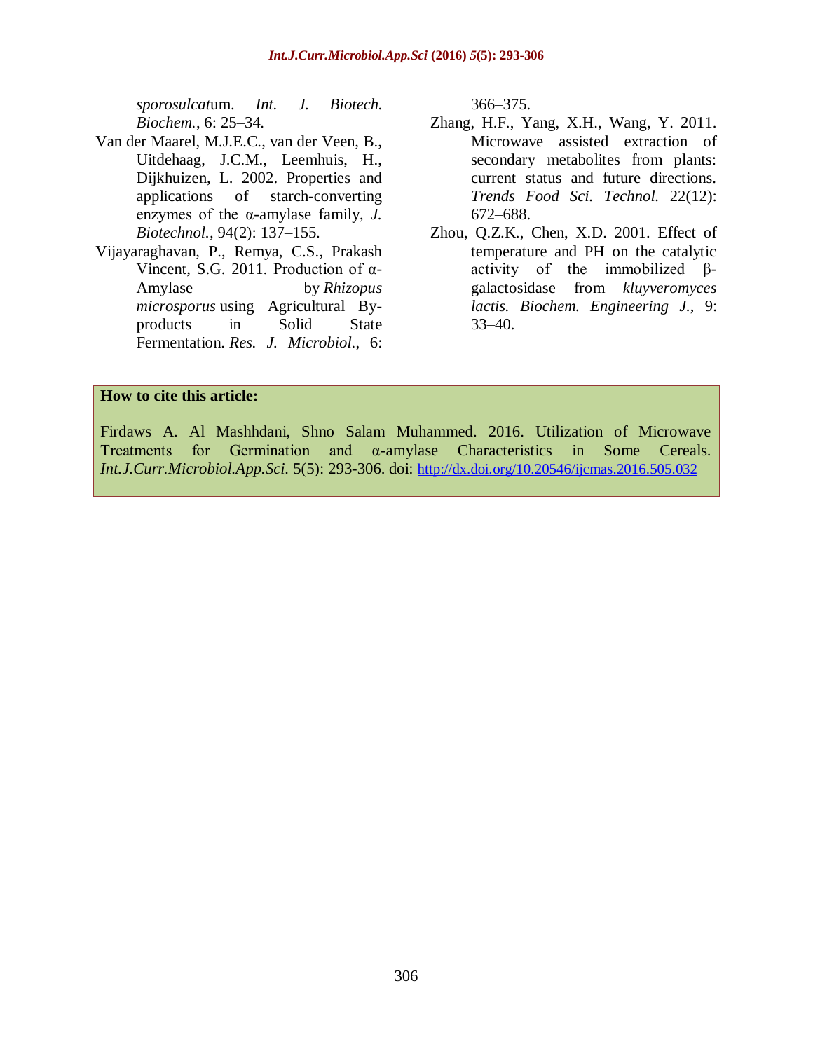*sporosulcat*um. *Int. J. Biotech. Biochem.*, 6: 25–34.

Van der Maarel, M.J.E.C., van der Veen, B., Uitdehaag, J.C.M., Leemhuis, H., Dijkhuizen, L. 2002. Properties and applications of starch-converting enzymes of the α-amylase family, *J. Biotechnol.*, 94(2): 137–155.

Vijayaraghavan, P., Remya, C.S., Prakash Vincent, S.G. 2011. Production of α-Amylase by *Rhizopus microsporus* using Agricultural By-products in Solid State Fermentation. *Res. J. Microbiol.*, 6: 366–375.

Zhang, H.F., Yang, X.H., Wang, Y. 2011. Microwave assisted extraction of secondary metabolites from plants: current status and future directions. *Trends Food Sci. Technol.* 22(12): 672–688.

Zhou, Q.Z.K., Chen, X.D. 2001. Effect of temperature and PH on the catalytic activity of the immobilized β-galactosidase from *kluyveromyces lactis. Biochem. Engineering J.*, 9: 33–40.

**How to cite this article:**

Firdaws A. Al Mashhdani, Shno Salam Muhammed. 2016. Utilization of Microwave Treatments for Germination and α-amylase Characteristics in Some Cereals. *Int.J.Curr.Microbiol.App.Sci.* 5(5): 293-306. doi: http://dx.doi.org/10.20546/ijcmas.2016.505.032